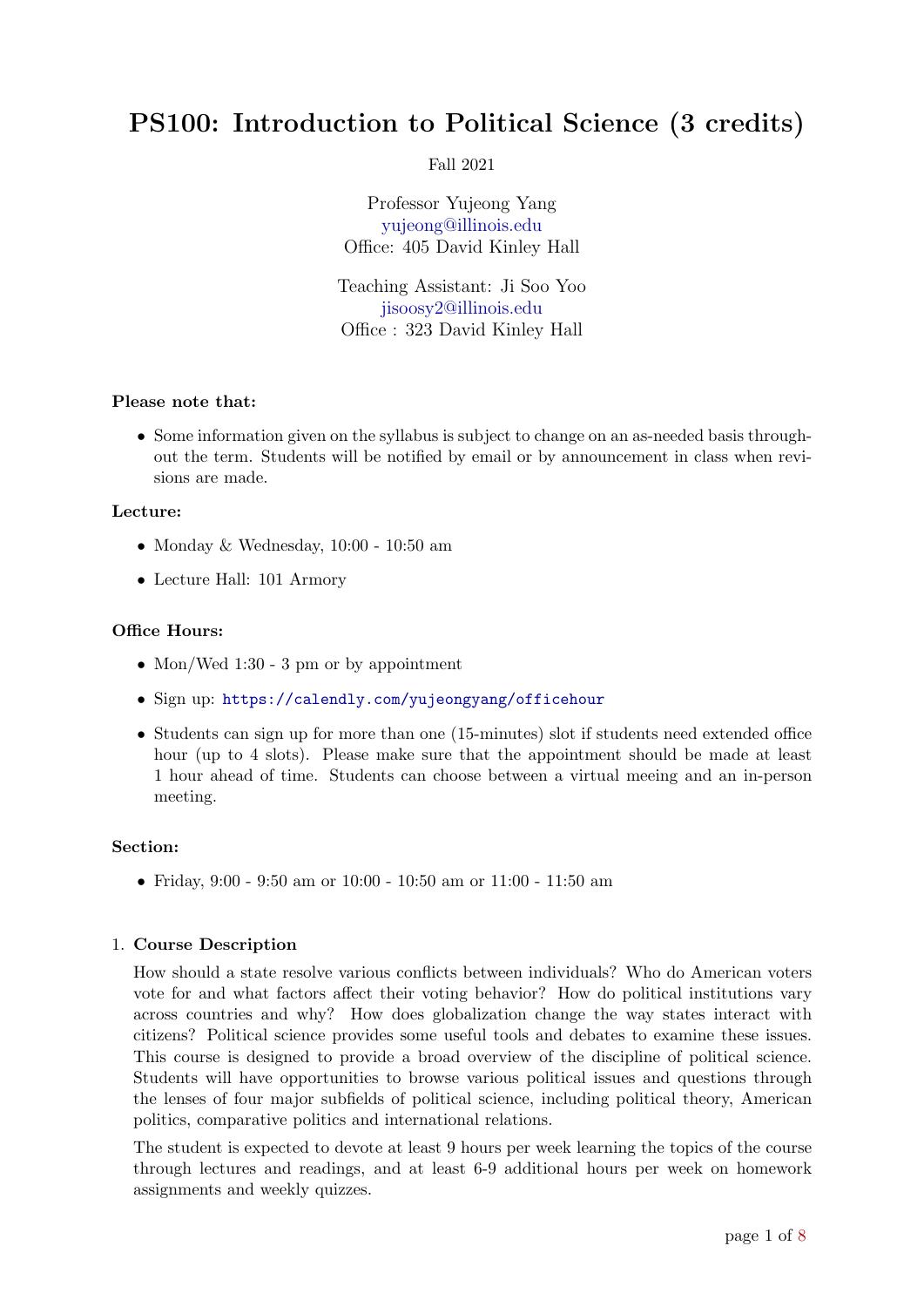# PS100: Introduction to Political Science (3 credits)

Fall 2021

Professor Yujeong Yang
yujeong@illinois.edu
Office: 405 David Kinley Hall

Teaching Assistant: Ji Soo Yoo
jisoosy2@illinois.edu
Office : 323 David Kinley Hall

**Please note that:**

- Some information given on the syllabus is subject to change on an as-needed basis throughout the term. Students will be notified by email or by announcement in class when revisions are made.

**Lecture:**

- Monday & Wednesday, 10:00 - 10:50 am
- Lecture Hall: 101 Armory

**Office Hours:**

- Mon/Wed 1:30 - 3 pm or by appointment
- Sign up: `https://calendly.com/yujeongyang/officehour`
- Students can sign up for more than one (15-minutes) slot if students need extended office hour (up to 4 slots). Please make sure that the appointment should be made at least 1 hour ahead of time. Students can choose between a virtual meeing and an in-person meeting.

**Section:**

- Friday, 9:00 - 9:50 am or 10:00 - 10:50 am or 11:00 - 11:50 am

1. **Course Description**

   How should a state resolve various conflicts between individuals? Who do American voters vote for and what factors affect their voting behavior? How do political institutions vary across countries and why? How does globalization change the way states interact with citizens? Political science provides some useful tools and debates to examine these issues. This course is designed to provide a broad overview of the discipline of political science. Students will have opportunities to browse various political issues and questions through the lenses of four major subfields of political science, including political theory, American politics, comparative politics and international relations.

   The student is expected to devote at least 9 hours per week learning the topics of the course through lectures and readings, and at least 6-9 additional hours per week on homework assignments and weekly quizzes.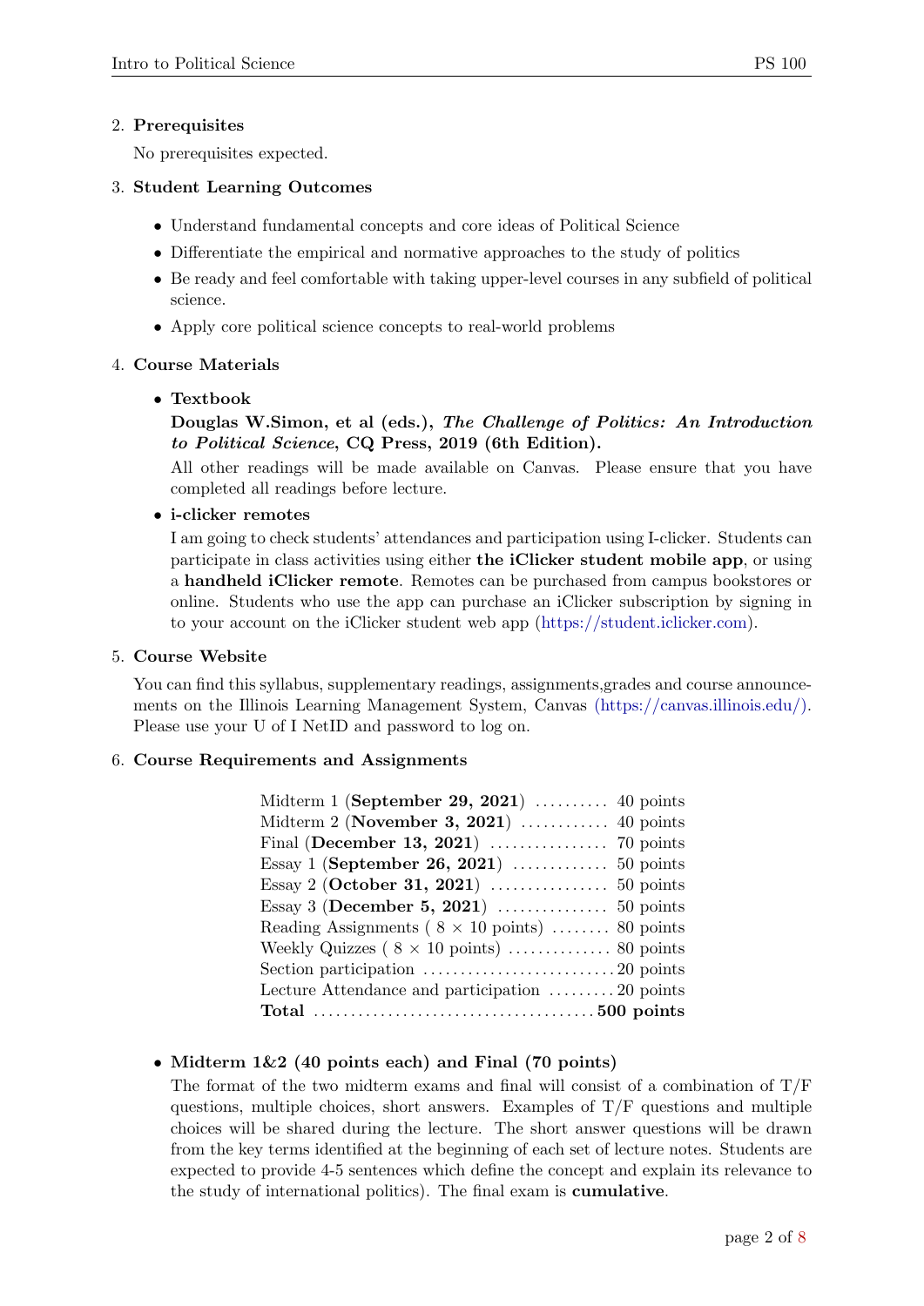2. **Prerequisites**

   No prerequisites expected.

3. **Student Learning Outcomes**

   - Understand fundamental concepts and core ideas of Political Science
   - Differentiate the empirical and normative approaches to the study of politics
   - Be ready and feel comfortable with taking upper-level courses in any subfield of political science.
   - Apply core political science concepts to real-world problems

4. **Course Materials**

   - **Textbook**

     **Douglas W.Simon, et al (eds.), *The Challenge of Politics: An Introduction to Political Science*, CQ Press, 2019 (6th Edition).**

     All other readings will be made available on Canvas. Please ensure that you have completed all readings before lecture.

   - **i-clicker remotes**

     I am going to check students' attendances and participation using I-clicker. Students can participate in class activities using either **the iClicker student mobile app**, or using a **handheld iClicker remote**. Remotes can be purchased from campus bookstores or online. Students who use the app can purchase an iClicker subscription by signing in to your account on the iClicker student web app (https://student.iclicker.com).

5. **Course Website**

   You can find this syllabus, supplementary readings, assignments,grades and course announcements on the Illinois Learning Management System, Canvas (https://canvas.illinois.edu/). Please use your U of I NetID and password to log on.

6. **Course Requirements and Assignments**

| Item | Points |
|---|---|
| Midterm 1 (**September 29, 2021**) | 40 points |
| Midterm 2 (**November 3, 2021**) | 40 points |
| Final (**December 13, 2021**) | 70 points |
| Essay 1 (**September 26, 2021**) | 50 points |
| Essay 2 (**October 31, 2021**) | 50 points |
| Essay 3 (**December 5, 2021**) | 50 points |
| Reading Assignments ( 8 × 10 points) | 80 points |
| Weekly Quizzes ( 8 × 10 points) | 80 points |
| Section participation | 20 points |
| Lecture Attendance and participation | 20 points |
| **Total** | **500 points** |

   - **Midterm 1&2 (40 points each) and Final (70 points)**

     The format of the two midterm exams and final will consist of a combination of T/F questions, multiple choices, short answers. Examples of T/F questions and multiple choices will be shared during the lecture. The short answer questions will be drawn from the key terms identified at the beginning of each set of lecture notes. Students are expected to provide 4-5 sentences which define the concept and explain its relevance to the study of international politics). The final exam is **cumulative**.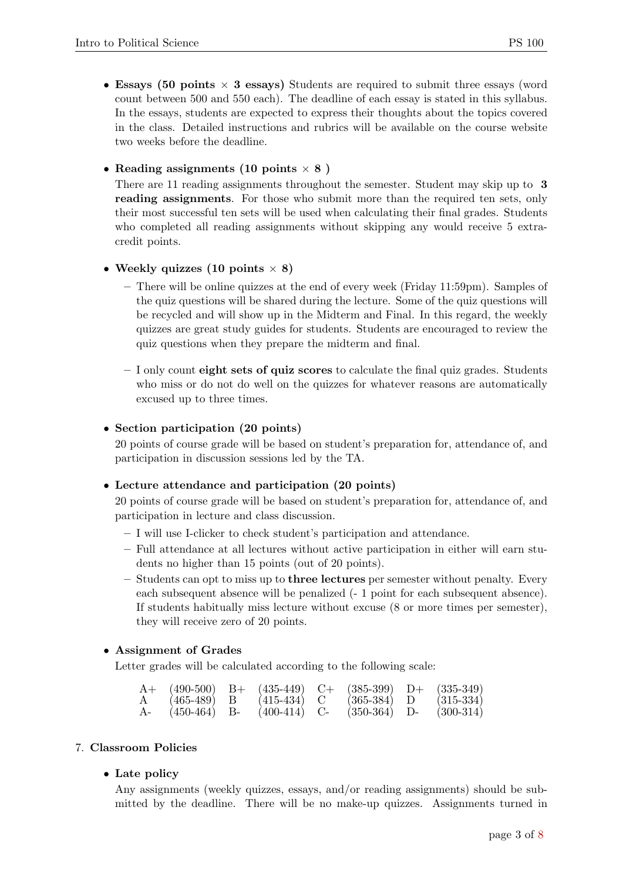- **Essays (50 points × 3 essays)** Students are required to submit three essays (word count between 500 and 550 each). The deadline of each essay is stated in this syllabus. In the essays, students are expected to express their thoughts about the topics covered in the class. Detailed instructions and rubrics will be available on the course website two weeks before the deadline.

- **Reading assignments (10 points × 8 )**
  There are 11 reading assignments throughout the semester. Student may skip up to **3 reading assignments**. For those who submit more than the required ten sets, only their most successful ten sets will be used when calculating their final grades. Students who completed all reading assignments without skipping any would receive 5 extra-credit points.

- **Weekly quizzes (10 points × 8)**
  - There will be online quizzes at the end of every week (Friday 11:59pm). Samples of the quiz questions will be shared during the lecture. Some of the quiz questions will be recycled and will show up in the Midterm and Final. In this regard, the weekly quizzes are great study guides for students. Students are encouraged to review the quiz questions when they prepare the midterm and final.
  - I only count **eight sets of quiz scores** to calculate the final quiz grades. Students who miss or do not do well on the quizzes for whatever reasons are automatically excused up to three times.

- **Section participation (20 points)**
  20 points of course grade will be based on student's preparation for, attendance of, and participation in discussion sessions led by the TA.

- **Lecture attendance and participation (20 points)**
  20 points of course grade will be based on student's preparation for, attendance of, and participation in lecture and class discussion.
  - I will use I-clicker to check student's participation and attendance.
  - Full attendance at all lectures without active participation in either will earn students no higher than 15 points (out of 20 points).
  - Students can opt to miss up to **three lectures** per semester without penalty. Every each subsequent absence will be penalized (- 1 point for each subsequent absence). If students habitually miss lecture without excuse (8 or more times per semester), they will receive zero of 20 points.

- **Assignment of Grades**
  Letter grades will be calculated according to the following scale:

| | | | | | | | |
|---|---|---|---|---|---|---|---|
| A+ | (490-500) | B+ | (435-449) | C+ | (385-399) | D+ | (335-349) |
| A | (465-489) | B | (415-434) | C | (365-384) | D | (315-334) |
| A- | (450-464) | B- | (400-414) | C- | (350-364) | D- | (300-314) |

7. **Classroom Policies**

- **Late policy**
  Any assignments (weekly quizzes, essays, and/or reading assignments) should be submitted by the deadline. There will be no make-up quizzes. Assignments turned in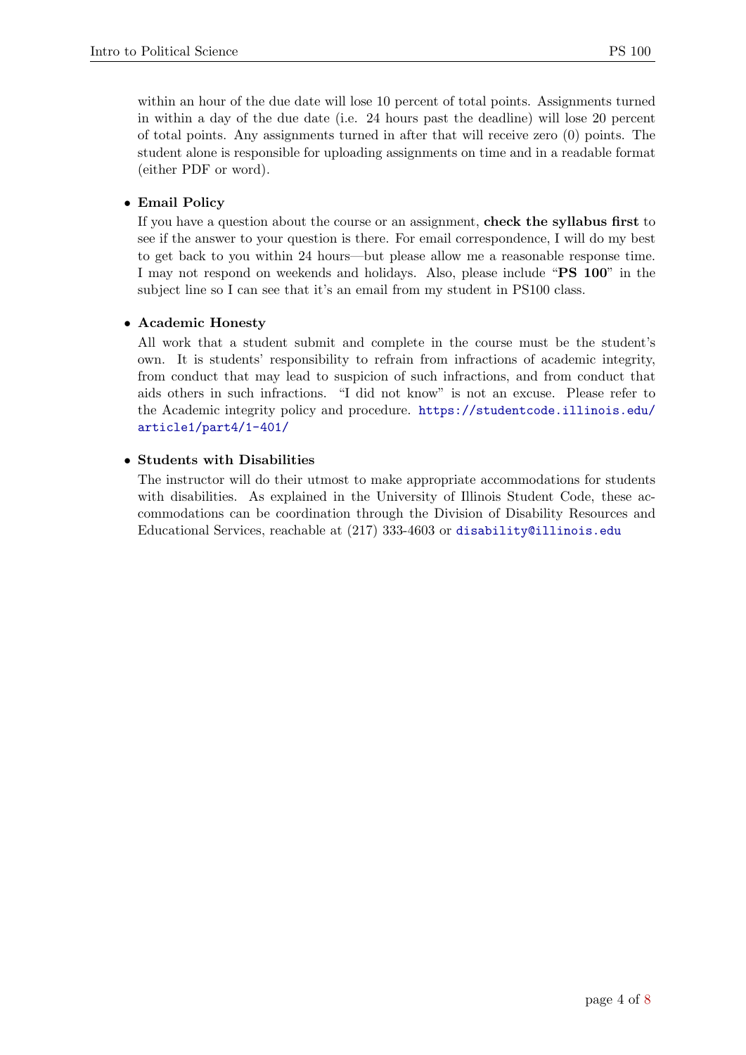within an hour of the due date will lose 10 percent of total points. Assignments turned in within a day of the due date (i.e. 24 hours past the deadline) will lose 20 percent of total points. Any assignments turned in after that will receive zero (0) points. The student alone is responsible for uploading assignments on time and in a readable format (either PDF or word).

- **Email Policy**
  If you have a question about the course or an assignment, **check the syllabus first** to see if the answer to your question is there. For email correspondence, I will do my best to get back to you within 24 hours—but please allow me a reasonable response time. I may not respond on weekends and holidays. Also, please include "**PS 100**" in the subject line so I can see that it's an email from my student in PS100 class.

- **Academic Honesty**
  All work that a student submit and complete in the course must be the student's own. It is students' responsibility to refrain from infractions of academic integrity, from conduct that may lead to suspicion of such infractions, and from conduct that aids others in such infractions. "I did not know" is not an excuse. Please refer to the Academic integrity policy and procedure. https://studentcode.illinois.edu/article1/part4/1-401/

- **Students with Disabilities**
  The instructor will do their utmost to make appropriate accommodations for students with disabilities. As explained in the University of Illinois Student Code, these accommodations can be coordination through the Division of Disability Resources and Educational Services, reachable at (217) 333-4603 or disability@illinois.edu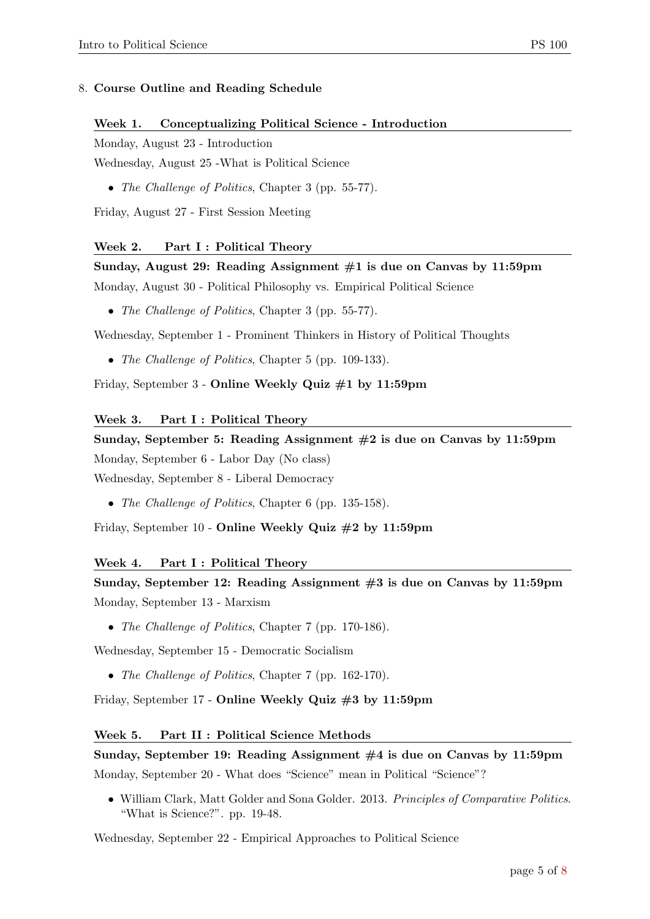8. **Course Outline and Reading Schedule**

### Week 1. Conceptualizing Political Science - Introduction

Monday, August 23 - Introduction

Wednesday, August 25 -What is Political Science

- *The Challenge of Politics*, Chapter 3 (pp. 55-77).

Friday, August 27 - First Session Meeting

### Week 2. Part I : Political Theory

**Sunday, August 29: Reading Assignment #1 is due on Canvas by 11:59pm**

Monday, August 30 - Political Philosophy vs. Empirical Political Science

- *The Challenge of Politics*, Chapter 3 (pp. 55-77).

Wednesday, September 1 - Prominent Thinkers in History of Political Thoughts

- *The Challenge of Politics*, Chapter 5 (pp. 109-133).

Friday, September 3 - **Online Weekly Quiz #1 by 11:59pm**

### Week 3. Part I : Political Theory

**Sunday, September 5: Reading Assignment #2 is due on Canvas by 11:59pm**

Monday, September 6 - Labor Day (No class)

Wednesday, September 8 - Liberal Democracy

- *The Challenge of Politics*, Chapter 6 (pp. 135-158).

Friday, September 10 - **Online Weekly Quiz #2 by 11:59pm**

### Week 4. Part I : Political Theory

**Sunday, September 12: Reading Assignment #3 is due on Canvas by 11:59pm**

Monday, September 13 - Marxism

- *The Challenge of Politics*, Chapter 7 (pp. 170-186).

Wednesday, September 15 - Democratic Socialism

- *The Challenge of Politics*, Chapter 7 (pp. 162-170).

Friday, September 17 - **Online Weekly Quiz #3 by 11:59pm**

### Week 5. Part II : Political Science Methods

**Sunday, September 19: Reading Assignment #4 is due on Canvas by 11:59pm**

Monday, September 20 - What does "Science" mean in Political "Science"?

- William Clark, Matt Golder and Sona Golder. 2013. *Principles of Comparative Politics*. "What is Science?". pp. 19-48.

Wednesday, September 22 - Empirical Approaches to Political Science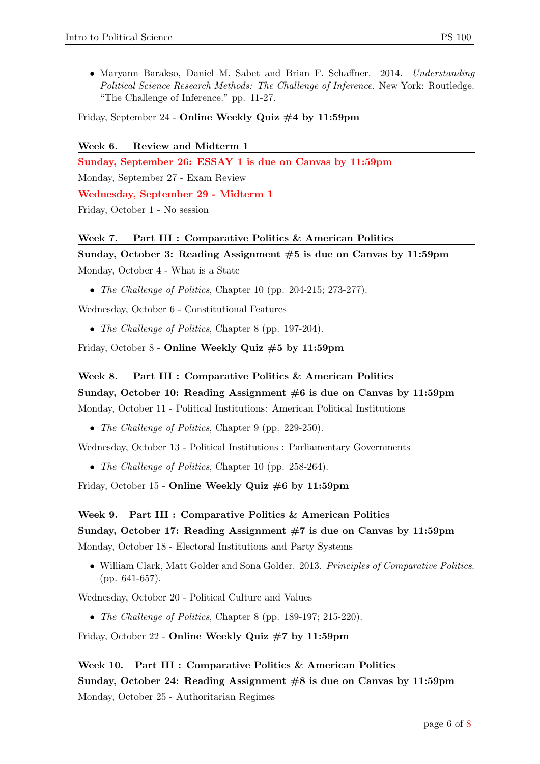- Maryann Barakso, Daniel M. Sabet and Brian F. Schaffner. 2014. *Understanding Political Science Research Methods: The Challenge of Inference*. New York: Routledge. "The Challenge of Inference." pp. 11-27.

Friday, September 24 - **Online Weekly Quiz #4 by 11:59pm**

### Week 6. Review and Midterm 1

**Sunday, September 26: ESSAY 1 is due on Canvas by 11:59pm**

Monday, September 27 - Exam Review

**Wednesday, September 29 - Midterm 1**

Friday, October 1 - No session

### Week 7. Part III : Comparative Politics & American Politics

**Sunday, October 3: Reading Assignment #5 is due on Canvas by 11:59pm**

Monday, October 4 - What is a State

- *The Challenge of Politics*, Chapter 10 (pp. 204-215; 273-277).

Wednesday, October 6 - Constitutional Features

- *The Challenge of Politics*, Chapter 8 (pp. 197-204).

Friday, October 8 - **Online Weekly Quiz #5 by 11:59pm**

### Week 8. Part III : Comparative Politics & American Politics

**Sunday, October 10: Reading Assignment #6 is due on Canvas by 11:59pm**

Monday, October 11 - Political Institutions: American Political Institutions

- *The Challenge of Politics*, Chapter 9 (pp. 229-250).

Wednesday, October 13 - Political Institutions : Parliamentary Governments

- *The Challenge of Politics*, Chapter 10 (pp. 258-264).

Friday, October 15 - **Online Weekly Quiz #6 by 11:59pm**

### Week 9. Part III : Comparative Politics & American Politics

**Sunday, October 17: Reading Assignment #7 is due on Canvas by 11:59pm**

Monday, October 18 - Electoral Institutions and Party Systems

- William Clark, Matt Golder and Sona Golder. 2013. *Principles of Comparative Politics*. (pp. 641-657).

Wednesday, October 20 - Political Culture and Values

- *The Challenge of Politics*, Chapter 8 (pp. 189-197; 215-220).

Friday, October 22 - **Online Weekly Quiz #7 by 11:59pm**

### Week 10. Part III : Comparative Politics & American Politics

**Sunday, October 24: Reading Assignment #8 is due on Canvas by 11:59pm**

Monday, October 25 - Authoritarian Regimes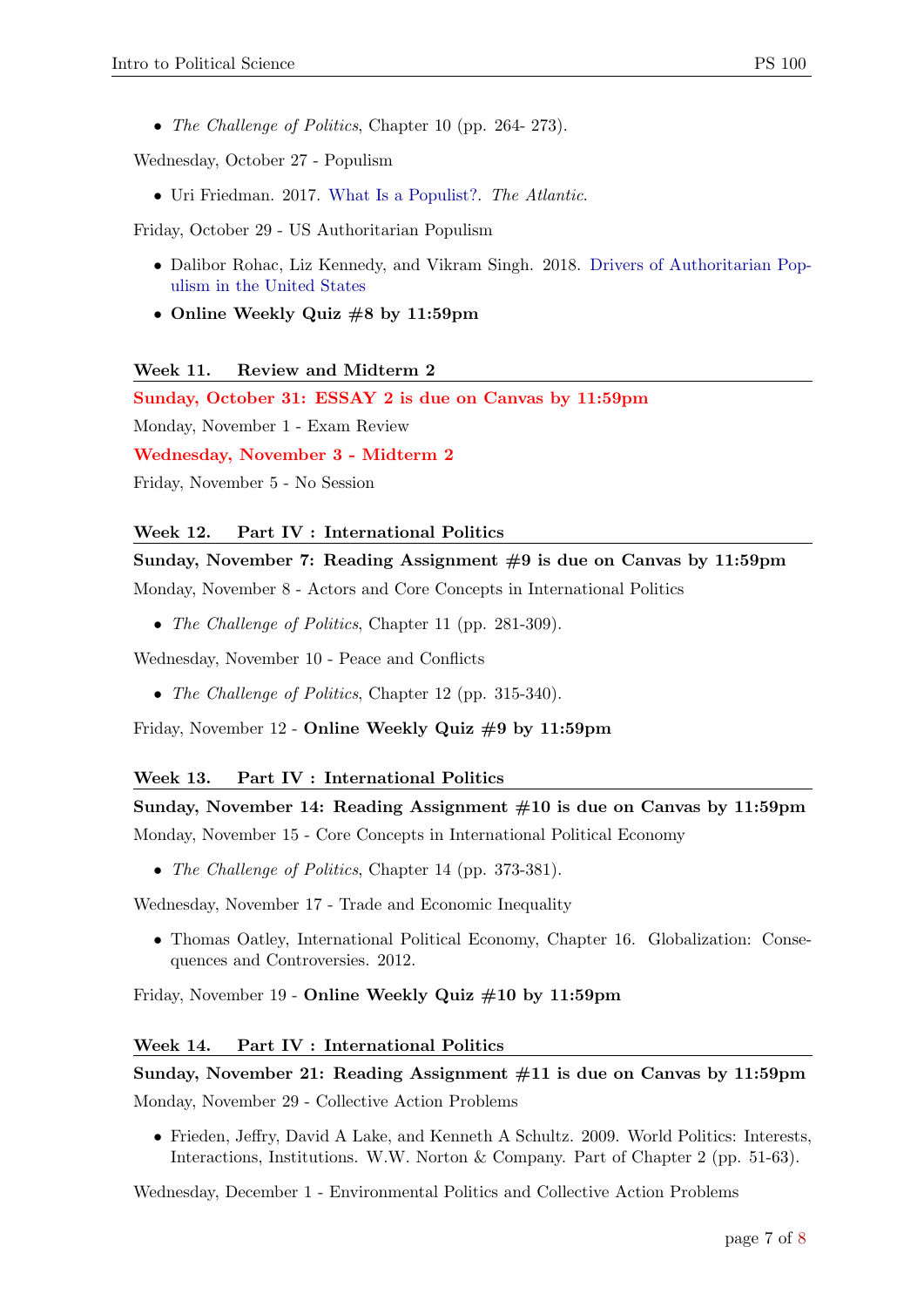- *The Challenge of Politics*, Chapter 10 (pp. 264- 273).

Wednesday, October 27 - Populism

- Uri Friedman. 2017. What Is a Populist?. *The Atlantic*.

Friday, October 29 - US Authoritarian Populism

- Dalibor Rohac, Liz Kennedy, and Vikram Singh. 2018. Drivers of Authoritarian Populism in the United States
- **Online Weekly Quiz #8 by 11:59pm**

### Week 11. Review and Midterm 2

**Sunday, October 31: ESSAY 2 is due on Canvas by 11:59pm**

Monday, November 1 - Exam Review

**Wednesday, November 3 - Midterm 2**

Friday, November 5 - No Session

### Week 12. Part IV : International Politics

**Sunday, November 7: Reading Assignment #9 is due on Canvas by 11:59pm**

Monday, November 8 - Actors and Core Concepts in International Politics

- *The Challenge of Politics*, Chapter 11 (pp. 281-309).

Wednesday, November 10 - Peace and Conflicts

- *The Challenge of Politics*, Chapter 12 (pp. 315-340).

Friday, November 12 - **Online Weekly Quiz #9 by 11:59pm**

### Week 13. Part IV : International Politics

**Sunday, November 14: Reading Assignment #10 is due on Canvas by 11:59pm**

Monday, November 15 - Core Concepts in International Political Economy

- *The Challenge of Politics*, Chapter 14 (pp. 373-381).

Wednesday, November 17 - Trade and Economic Inequality

- Thomas Oatley, International Political Economy, Chapter 16. Globalization: Consequences and Controversies. 2012.

Friday, November 19 - **Online Weekly Quiz #10 by 11:59pm**

### Week 14. Part IV : International Politics

**Sunday, November 21: Reading Assignment #11 is due on Canvas by 11:59pm**

Monday, November 29 - Collective Action Problems

- Frieden, Jeffry, David A Lake, and Kenneth A Schultz. 2009. World Politics: Interests, Interactions, Institutions. W.W. Norton & Company. Part of Chapter 2 (pp. 51-63).

Wednesday, December 1 - Environmental Politics and Collective Action Problems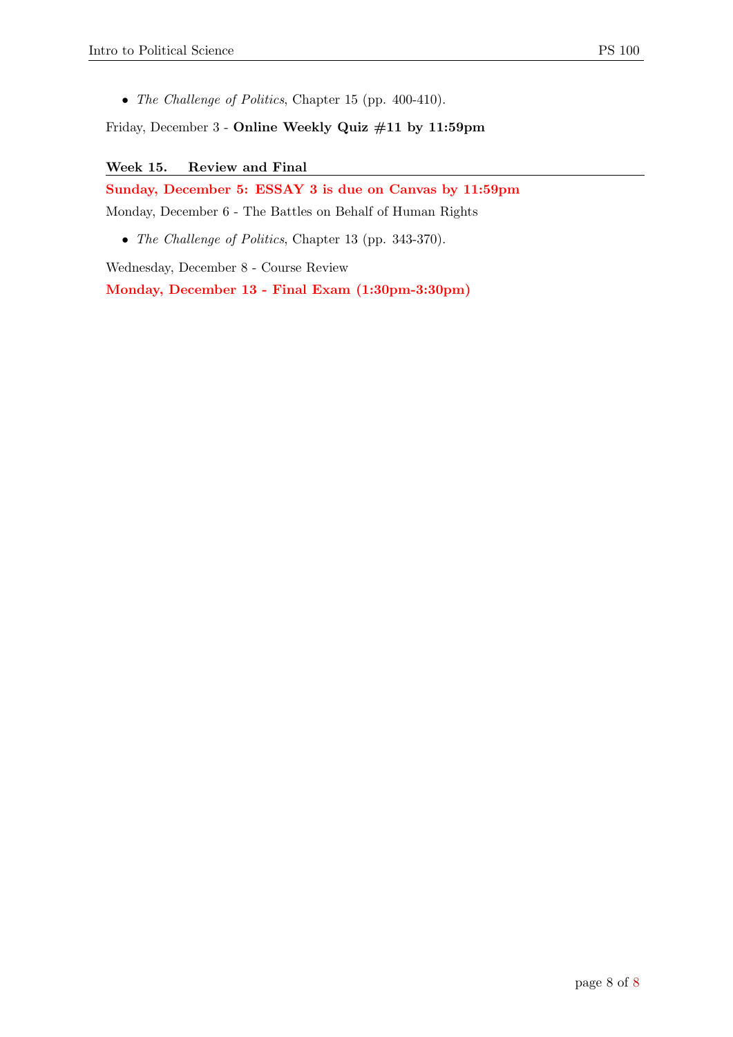- *The Challenge of Politics*, Chapter 15 (pp. 400-410).

Friday, December 3 - **Online Weekly Quiz #11 by 11:59pm**

### Week 15. Review and Final

**Sunday, December 5: ESSAY 3 is due on Canvas by 11:59pm**

Monday, December 6 - The Battles on Behalf of Human Rights

- *The Challenge of Politics*, Chapter 13 (pp. 343-370).

Wednesday, December 8 - Course Review

**Monday, December 13 - Final Exam (1:30pm-3:30pm)**